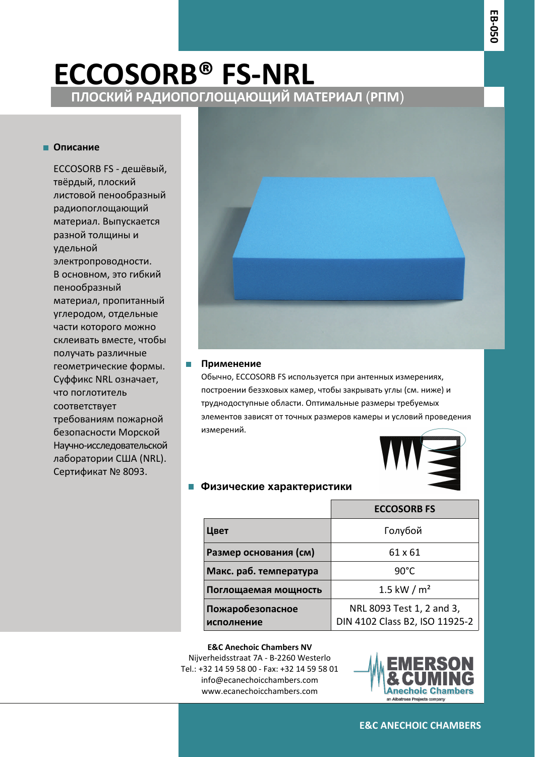EB-050

# ECCOSORB® FS-NRL

## ПЛОСКИЙ РАДИОПОГЛОЩАЮЩИЙ МАТЕРИАЛ (РПМ)

### Описание

ECCOSORB FS - дешёвый, твёрдый, плоский листовой пенообразный радиопоглощающий материал. Выпускается разной толщины и удельной электропроводности. В основном, это гибкий пенообразный материал, пропитанный углеродом, отдельные части которого можно склеивать вместе, чтобы получать различные геометрические формы. Суффикс NRL означает, что поглотитель соответствует требованиям пожарной безопасности Морской Научно-исследовательской лаборатории США (NRL). Сертификат № 8093.

### Применение

Обычно, ECCOSORB FS используется при антенных измерениях, построении безэховых камер, чтобы закрывать углы (см. ниже) и труднодоступные области. Оптимальные размеры требуемых элементов зависят от точных размеров камеры и условий проведения измерений.

### Физические характеристики

| | ECCOSORB FS |
|---|---|
| **Цвет** | Голубой |
| **Размер основания (см)** | 61 x 61 |
| **Макс. раб. температура** | 90°C |
| **Поглощаемая мощность** | 1.5 kW / m² |
| **Пожаробезопасное исполнение** | NRL 8093 Test 1, 2 and 3, DIN 4102 Class B2, ISO 11925-2 |

**E&C Anechoic Chambers NV**
Nijverheidsstraat 7A - B-2260 Westerlo
Tel.: +32 14 59 58 00 - Fax: +32 14 59 58 01
info@ecanechoicchambers.com
www.ecanechoicchambers.com

EMERSON & CUMING Anechoic Chambers — an Albatross Projects company

E&C ANECHOIC CHAMBERS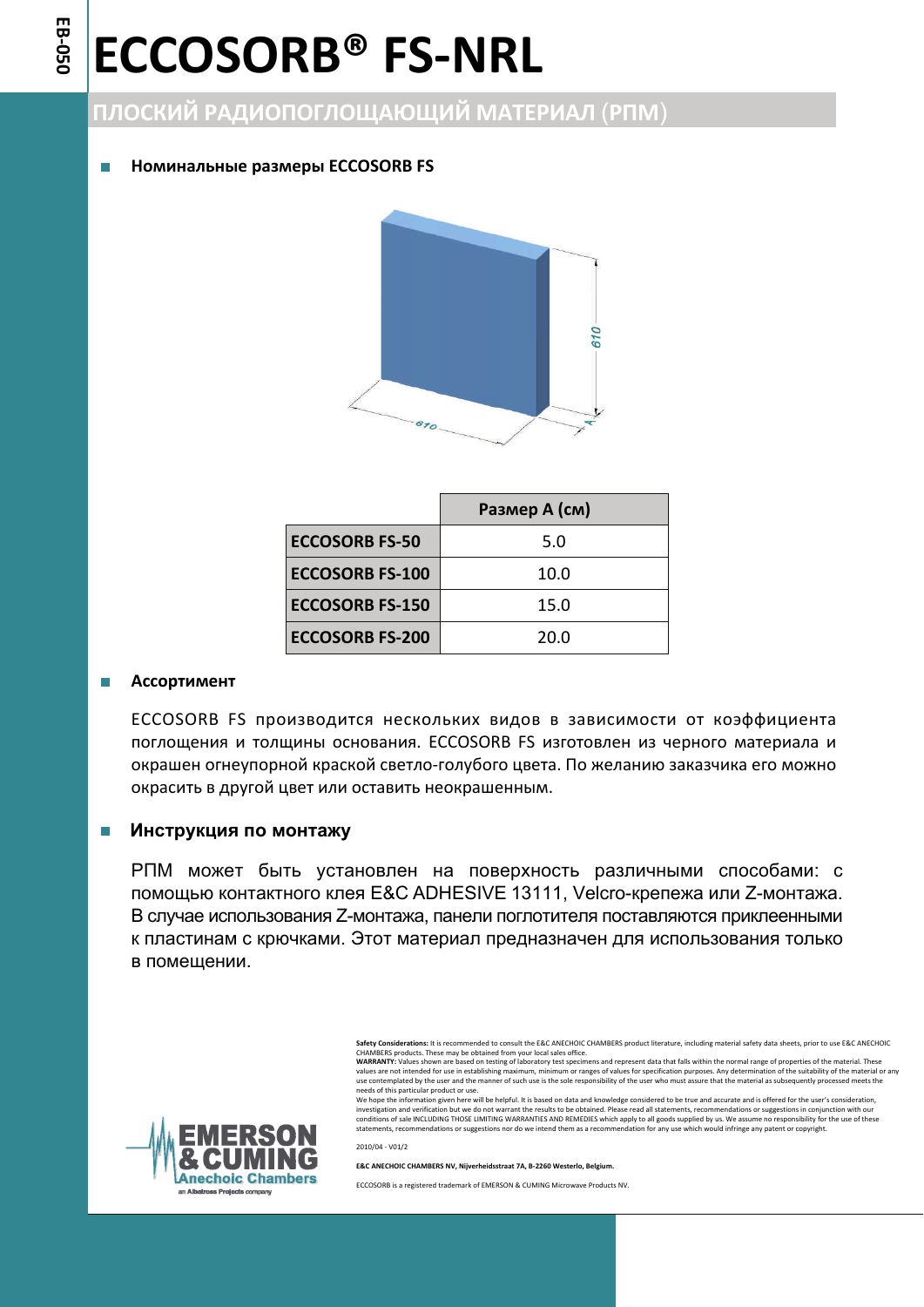# ECCOSORB® FS-NRL

## ПЛОСКИЙ РАДИОПОГЛОЩАЮЩИЙ МАТЕРИАЛ (РПМ)

- **Номинальные размеры ECCOSORB FS**

610

610

A

| | Размер A (см) |
|---|---|
| **ECCOSORB FS-50** | 5.0 |
| **ECCOSORB FS-100** | 10.0 |
| **ECCOSORB FS-150** | 15.0 |
| **ECCOSORB FS-200** | 20.0 |

- **Ассортимент**

ECCOSORB FS производится нескольких видов в зависимости от коэффициента поглощения и толщины основания. ECCOSORB FS изготовлен из черного материала и окрашен огнеупорной краской светло-голубого цвета. По желанию заказчика его можно окрасить в другой цвет или оставить неокрашенным.

- **Инструкция по монтажу**

РПМ может быть установлен на поверхность различными способами: с помощью контактного клея E&C ADHESIVE 13111, Velcro-крепежа или Z-монтажа. В случае использования Z-монтажа, панели поглотителя поставляются приклеенными к пластинам с крючками. Этот материал предназначен для использования только в помещении.

**Safety Considerations:** It is recommended to consult the E&C ANECHOIC CHAMBERS product literature, including material safety data sheets, prior to use E&C ANECHOIC CHAMBERS products. These may be obtained from your local sales office.
**WARRANTY:** Values shown are based on testing of laboratory test specimens and represent data that falls within the normal range of properties of the material. These values are not intended for use in establishing maximum, minimum or ranges of values for specification purposes. Any determination of the suitability of the material or any use contemplated by the user and the manner of such use is the sole responsibility of the user who must assure that the material as subsequently processed meets the needs of this particular product or use.
We hope the information given here will be helpful. It is based on data and knowledge considered to be true and accurate and is offered for the user's consideration, investigation and verification but we do not warrant the results to be obtained. Please read all statements, recommendations or suggestions in conjunction with our conditions of sale INCLUDING THOSE LIMITING WARRANTIES AND REMEDIES which apply to all goods supplied by us. We assume no responsibility for the use of these statements, recommendations or suggestions nor do we intend them as a recommendation for any use which would infringe any patent or copyright.

2010/04 - V01/2

**E&C ANECHOIC CHAMBERS NV, Nijverheidsstraat 7A, B-2260 Westerlo, Belgium.**

ECCOSORB is a registered trademark of EMERSON & CUMING Microwave Products NV.

EMERSON & CUMING Anechoic Chambers
an Albatross Projects company